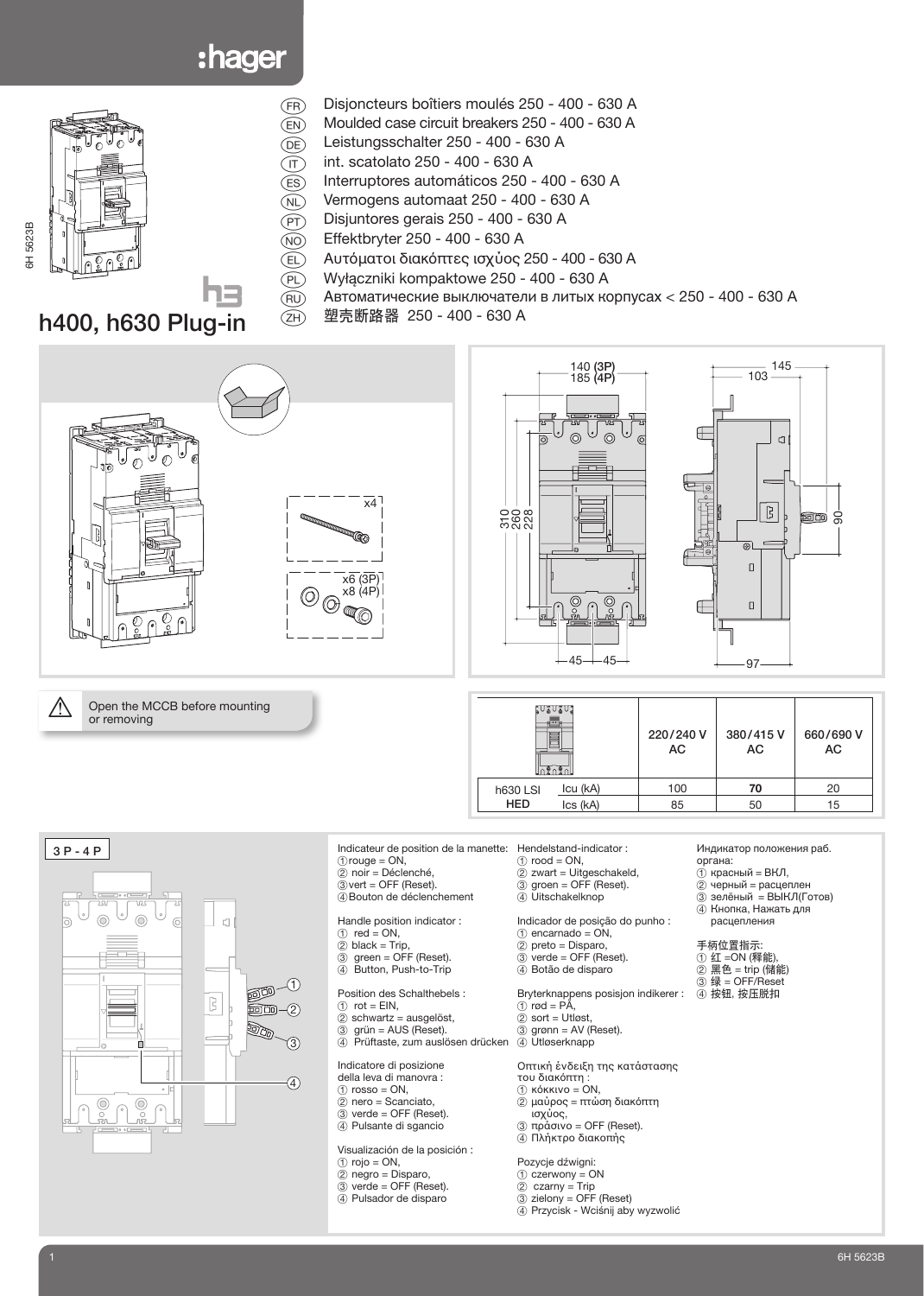# h400, h630 Plug-in

(FR) Disjoncteurs boîtiers moulés 250 - 400 - 630 A
(EN) Moulded case circuit breakers 250 - 400 - 630 A
(DE) Leistungsschalter 250 - 400 - 630 A
(IT) int. scatolato 250 - 400 - 630 A
(ES) Interruptores automáticos 250 - 400 - 630 A
(NL) Vermogens automaat 250 - 400 - 630 A
(PT) Disjuntores gerais 250 - 400 - 630 A
(NO) Effektbryter 250 - 400 - 630 A
(EL) Αυτόματοι διακόπτες ισχύος 250 - 400 - 630 A
(PL) Wyłączniki kompaktowe 250 - 400 - 630 A
(RU) Автоматические выключатели в литых корпусах < 250 - 400 - 630 A
(ZH) 塑壳断路器 250 - 400 - 630 A

x4

x6 (3P)
x8 (4P)

140 (3P)
185 (4P)

310 260 228

45 45

145 103 90 97

⚠ Open the MCCB before mounting or removing

| | | 220/240 V AC | 380/415 V AC | 660/690 V AC |
|---|---|---|---|---|
| h630 LSI HED | Icu (kA) | 100 | **70** | 20 |
| | Ics (kA) | 85 | 50 | 15 |

3 P - 4 P

Indicateur de position de la manette:
① rouge = ON,
② noir = Déclenché,
③ vert = OFF (Reset).
④ Bouton de déclenchement

Handle position indicator :
① red = ON,
② black = Trip,
③ green = OFF (Reset).
④ Button, Push-to-Trip

Position des Schalthebels :
① rot = EIN,
② schwartz = ausgelöst,
③ grün = AUS (Reset).
④ Prüftaste, zum auslösen drücken

Indicatore di posizione della leva di manovra :
① rosso = ON,
② nero = Scanciato,
③ verde = OFF (Reset).
④ Pulsante di sgancio

Visualización de la posición :
① rojo = ON,
② negro = Disparo,
③ verde = OFF (Reset).
④ Pulsador de disparo

Hendelstand-indicator :
① rood = ON,
② zwart = Uitgeschakeld,
③ groen = OFF (Reset).
④ Uitschakelknop

Indicador de posição do punho :
① encarnado = ON,
② preto = Disparo,
③ verde = OFF (Reset).
④ Botão de disparo

Bryterknappens posisjon indikerer :
① rød = PÅ,
② sort = Utløst,
③ grønn = AV (Reset).
④ Utløserknapp

Οπτική ένδειξη της κατάστασης του διακόπτη :
① κόκκινο = ON,
② μαύρος = πτώση διακόπτη ισχύος,
③ πράσινο = OFF (Reset).
④ Πλήκτρο διακοπής

Pozycje dźwigni:
① czerwony = ON
② czarny = Trip
③ zielony = OFF (Reset)
④ Przycisk - Wciśnij aby wyzwolić

Индикатор положения раб. органа:
① красный = ВКЛ,
② черный = расцеплен
③ зелёный = ВЫКЛ(Готов)
④ Кнопка, Нажать для расцепления

手柄位置指示:
① 红 =ON (释能),
② 黑色 = trip (储能)
③ 绿 = OFF/Reset
④ 按钮, 按压脱扣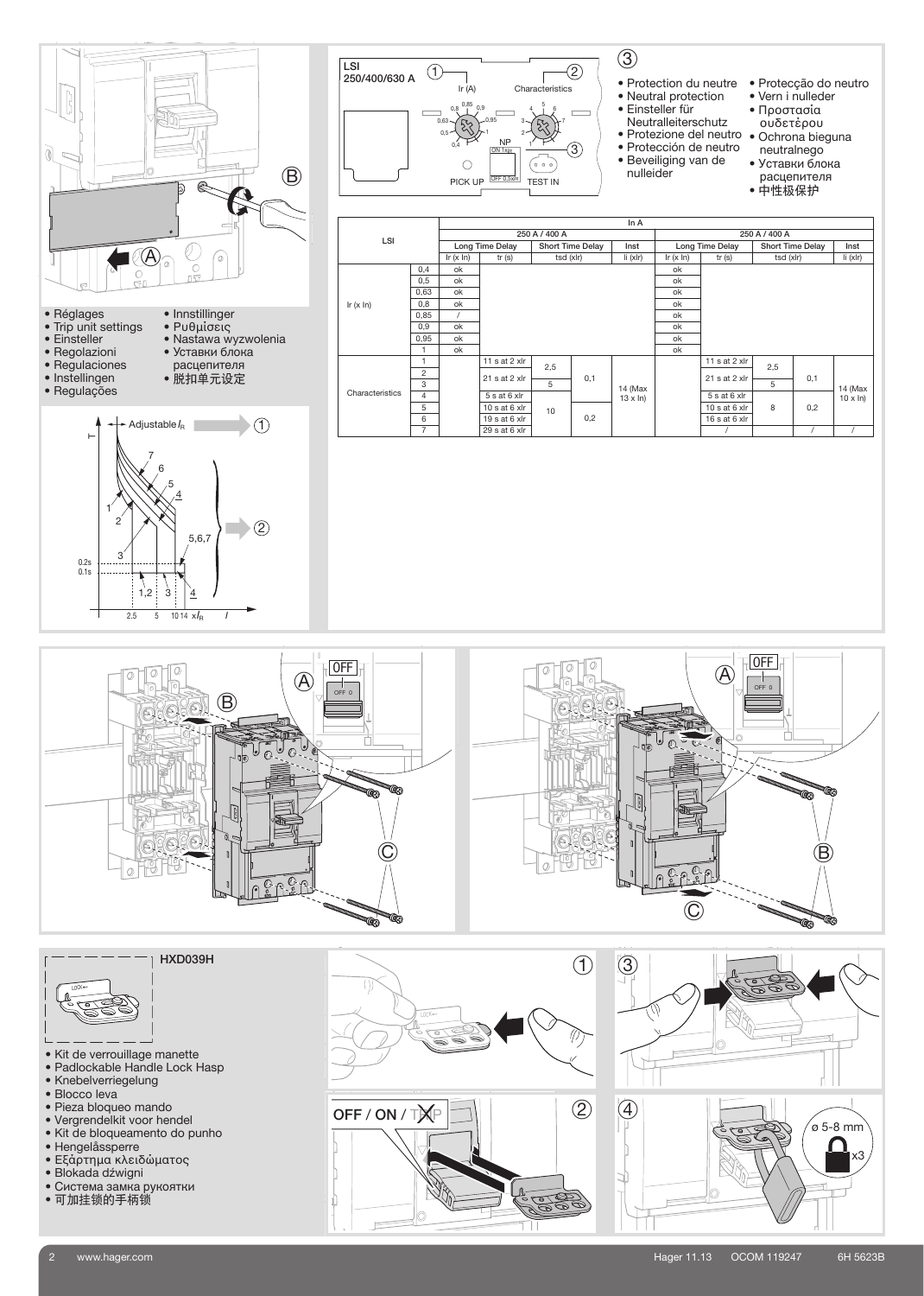- Réglages
- Trip unit settings
- Einsteller
- Regolazioni
- Regulaciones
- Instellingen
- Regulações
- Innstillinger
- Ρυθμίσεις
- Nastawa wyzwolenia
- Уставки блока расцепителя
- 脱扣单元设定

Adjustable $I_R$ ①

T

7
6
5
4
1
2
5,6,7
3
0.2s
0.1s
1,2 3 4
2.5 5 10 14 $xI_R$ $I$

②

LSI 250/400/630 A

① Ir (A)

0,4 0,5 0,63 0,8 0,85 0,9 0,95 1

② Characteristics

1 2 3 4 5 6 7

NP
ON 1xIn
OFF 0,5xIn

PICK UP

③

TEST IN

③

- Protection du neutre
- Neutral protection
- Einsteller für Neutralleiterschutz
- Protezione del neutro
- Protección de neutro
- Beveiliging van de nulleider
- Protecção do neutro
- Vern i nulleder
- Προστασία ουδετέρου
- Ochrona bieguna neutralnego
- Уставки блока расцепителя
- 中性极保护

| LSI | | In A | | | | | | | | | |
|---|---|---|---|---|---|---|---|---|---|---|---|
| | | 250 A / 400 A | | | | | 250 A / 400 A | | | | |
| | | Long Time Delay | | Short Time Delay | | Inst | Long Time Delay | | Short Time Delay | | Inst |
| | | Ir (x In) | tr (s) | tsd (xIr) | | Ii (xIr) | Ir (x In) | tr (s) | tsd (xIr) | | Ii (xIr) |
| Ir (x In) | 0,4 | ok | | | | | ok | | | | |
| | 0,5 | ok | | | | | ok | | | | |
| | 0,63 | ok | | | | | ok | | | | |
| | 0,8 | ok | | | | | ok | | | | |
| | 0,85 | / | | | | | ok | | | | |
| | 0,9 | ok | | | | | ok | | | | |
| | 0,95 | ok | | | | | ok | | | | |
| | 1 | ok | | | | | ok | | | | |
| Characteristics | 1 | | 11 s at 2 xIr | 2,5 | 0,1 | 14 (Max 13 x In) | | 11 s at 2 xIr | 2,5 | 0,1 | 14 (Max 10 x In) |
| | 2 | | 21 s at 2 xIr | | | | | 21 s at 2 xIr | | | |
| | 3 | | | 5 | | | | | 5 | | |
| | 4 | | 5 s at 6 xIr | 10 | 0,2 | | | 5 s at 6 xIr | 8 | 0,2 | |
| | 5 | | 10 s at 6 xIr | | | | | 10 s at 6 xIr | | | |
| | 6 | | 19 s at 6 xIr | | | | | 16 s at 6 xIr | | | |
| | 7 | | 29 s at 6 xIr | | | | | / | / | / | / |

HXD039H

- Kit de verrouillage manette
- Padlockable Handle Lock Hasp
- Knebelverriegelung
- Blocco leva
- Pieza bloqueo mando
- Vergrendelkit voor hendel
- Kit de bloqueamento do punho
- Hengelåssperre
- Εξάρτημα κλειδώματος
- Blokada dźwigni
- Система замка рукоятки
- 可加挂锁的手柄锁

OFF / ON / TRIP

ø 5-8 mm

x3